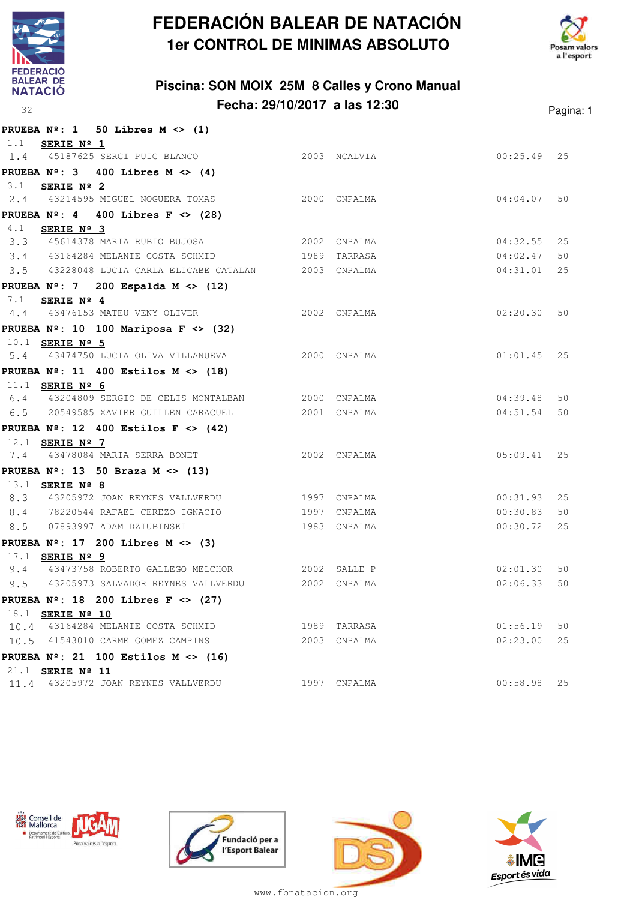# FEDERACIÓN BALEAR DE NATACIÓN

## 1er CONTROL DE MINIMAS ABSOLUTO

### Piscina: SON MOIX 25M 8 Calles y Crono Manual

### Fecha: 29/10/2017 a las 12:30

**PRUEBA Nº: 1 50 Libres M <> (1)**

1.1 **SERIE Nº 1**

| | | | | | | |
|---|---|---|---|---|---|---|
| 1.4 | 45187625 | SERGI PUIG BLANCO | 2003 | NCALVIA | 00:25.49 | 25 |

**PRUEBA Nº: 3 400 Libres M <> (4)**

3.1 **SERIE Nº 2**

| | | | | | | |
|---|---|---|---|---|---|---|
| 2.4 | 43214595 | MIGUEL NOGUERA TOMAS | 2000 | CNPALMA | 04:04.07 | 50 |

**PRUEBA Nº: 4 400 Libres F <> (28)**

4.1 **SERIE Nº 3**

| | | | | | | |
|---|---|---|---|---|---|---|
| 3.3 | 45614378 | MARIA RUBIO BUJOSA | 2002 | CNPALMA | 04:32.55 | 25 |
| 3.4 | 43164284 | MELANIE COSTA SCHMID | 1989 | TARRASA | 04:02.47 | 50 |
| 3.5 | 43228048 | LUCIA CARLA ELICABE CATALAN | 2003 | CNPALMA | 04:31.01 | 25 |

**PRUEBA Nº: 7 200 Espalda M <> (12)**

7.1 **SERIE Nº 4**

| | | | | | | |
|---|---|---|---|---|---|---|
| 4.4 | 43476153 | MATEU VENY OLIVER | 2002 | CNPALMA | 02:20.30 | 50 |

**PRUEBA Nº: 10 100 Mariposa F <> (32)**

10.1 **SERIE Nº 5**

| | | | | | | |
|---|---|---|---|---|---|---|
| 5.4 | 43474750 | LUCIA OLIVA VILLANUEVA | 2000 | CNPALMA | 01:01.45 | 25 |

**PRUEBA Nº: 11 400 Estilos M <> (18)**

11.1 **SERIE Nº 6**

| | | | | | | |
|---|---|---|---|---|---|---|
| 6.4 | 43204809 | SERGIO DE CELIS MONTALBAN | 2000 | CNPALMA | 04:39.48 | 50 |
| 6.5 | 20549585 | XAVIER GUILLEN CARACUEL | 2001 | CNPALMA | 04:51.54 | 50 |

**PRUEBA Nº: 12 400 Estilos F <> (42)**

12.1 **SERIE Nº 7**

| | | | | | | |
|---|---|---|---|---|---|---|
| 7.4 | 43478084 | MARIA SERRA BONET | 2002 | CNPALMA | 05:09.41 | 25 |

**PRUEBA Nº: 13 50 Braza M <> (13)**

13.1 **SERIE Nº 8**

| | | | | | | |
|---|---|---|---|---|---|---|
| 8.3 | 43205972 | JOAN REYNES VALLVERDU | 1997 | CNPALMA | 00:31.93 | 25 |
| 8.4 | 78220544 | RAFAEL CEREZO IGNACIO | 1997 | CNPALMA | 00:30.83 | 50 |
| 8.5 | 07893997 | ADAM DZIUBINSKI | 1983 | CNPALMA | 00:30.72 | 25 |

**PRUEBA Nº: 17 200 Libres M <> (3)**

17.1 **SERIE Nº 9**

| | | | | | | |
|---|---|---|---|---|---|---|
| 9.4 | 43473758 | ROBERTO GALLEGO MELCHOR | 2002 | SALLE-P | 02:01.30 | 50 |
| 9.5 | 43205973 | SALVADOR REYNES VALLVERDU | 2002 | CNPALMA | 02:06.33 | 50 |

**PRUEBA Nº: 18 200 Libres F <> (27)**

18.1 **SERIE Nº 10**

| | | | | | | |
|---|---|---|---|---|---|---|
| 10.4 | 43164284 | MELANIE COSTA SCHMID | 1989 | TARRASA | 01:56.19 | 50 |
| 10.5 | 41543010 | CARME GOMEZ CAMPINS | 2003 | CNPALMA | 02:23.00 | 25 |

**PRUEBA Nº: 21 100 Estilos M <> (16)**

21.1 **SERIE Nº 11**

| | | | | | | |
|---|---|---|---|---|---|---|
| 11.4 | 43205972 | JOAN REYNES VALLVERDU | 1997 | CNPALMA | 00:58.98 | 25 |

www.fbnatacion.org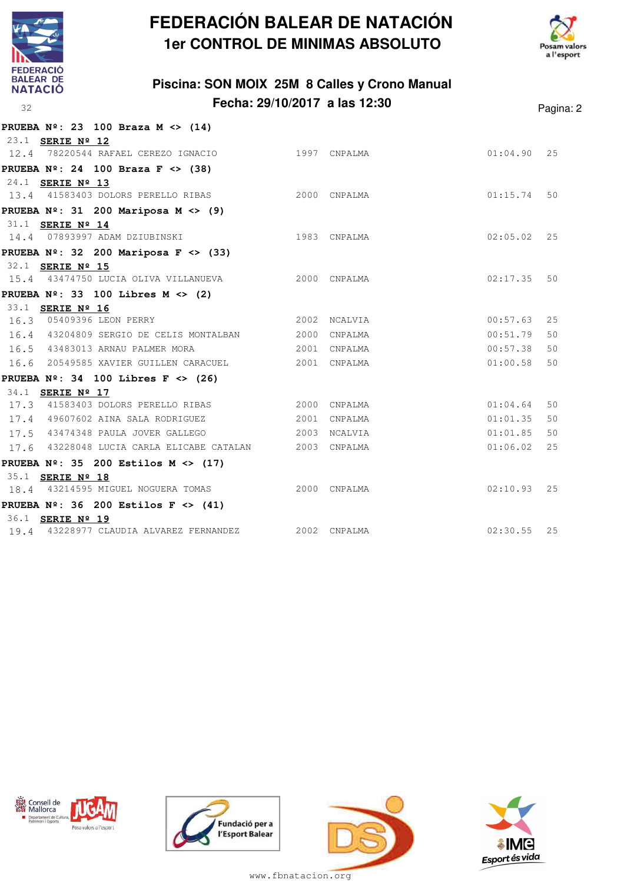# FEDERACIÓN BALEAR DE NATACIÓN

## 1er CONTROL DE MINIMAS ABSOLUTO

### Piscina: SON MOIX 25M 8 Calles y Crono Manual

### Fecha: 29/10/2017 a las 12:30

**PRUEBA Nº: 23 100 Braza M <> (14)**

23.1 **SERIE Nº 12**

| | | | | | | |
|---|---|---|---|---|---|---|
| 12.4 | 78220544 | RAFAEL CEREZO IGNACIO | 1997 | CNPALMA | 01:04.90 | 25 |

**PRUEBA Nº: 24 100 Braza F <> (38)**

24.1 **SERIE Nº 13**

| | | | | | | |
|---|---|---|---|---|---|---|
| 13.4 | 41583403 | DOLORS PERELLO RIBAS | 2000 | CNPALMA | 01:15.74 | 50 |

**PRUEBA Nº: 31 200 Mariposa M <> (9)**

31.1 **SERIE Nº 14**

| | | | | | | |
|---|---|---|---|---|---|---|
| 14.4 | 07893997 | ADAM DZIUBINSKI | 1983 | CNPALMA | 02:05.02 | 25 |

**PRUEBA Nº: 32 200 Mariposa F <> (33)**

32.1 **SERIE Nº 15**

| | | | | | | |
|---|---|---|---|---|---|---|
| 15.4 | 43474750 | LUCIA OLIVA VILLANUEVA | 2000 | CNPALMA | 02:17.35 | 50 |

**PRUEBA Nº: 33 100 Libres M <> (2)**

33.1 **SERIE Nº 16**

| | | | | | | |
|---|---|---|---|---|---|---|
| 16.3 | 05409396 | LEON PERRY | 2002 | NCALVIA | 00:57.63 | 25 |
| 16.4 | 43204809 | SERGIO DE CELIS MONTALBAN | 2000 | CNPALMA | 00:51.79 | 50 |
| 16.5 | 43483013 | ARNAU PALMER MORA | 2001 | CNPALMA | 00:57.38 | 50 |
| 16.6 | 20549585 | XAVIER GUILLEN CARACUEL | 2001 | CNPALMA | 01:00.58 | 50 |

**PRUEBA Nº: 34 100 Libres F <> (26)**

34.1 **SERIE Nº 17**

| | | | | | | |
|---|---|---|---|---|---|---|
| 17.3 | 41583403 | DOLORS PERELLO RIBAS | 2000 | CNPALMA | 01:04.64 | 50 |
| 17.4 | 49607602 | AINA SALA RODRIGUEZ | 2001 | CNPALMA | 01:01.35 | 50 |
| 17.5 | 43474348 | PAULA JOVER GALLEGO | 2003 | NCALVIA | 01:01.85 | 50 |
| 17.6 | 43228048 | LUCIA CARLA ELICABE CATALAN | 2003 | CNPALMA | 01:06.02 | 25 |

**PRUEBA Nº: 35 200 Estilos M <> (17)**

35.1 **SERIE Nº 18**

| | | | | | | |
|---|---|---|---|---|---|---|
| 18.4 | 43214595 | MIGUEL NOGUERA TOMAS | 2000 | CNPALMA | 02:10.93 | 25 |

**PRUEBA Nº: 36 200 Estilos F <> (41)**

36.1 **SERIE Nº 19**

| | | | | | | |
|---|---|---|---|---|---|---|
| 19.4 | 43228977 | CLAUDIA ALVAREZ FERNANDEZ | 2002 | CNPALMA | 02:30.55 | 25 |

www.fbnatacion.org